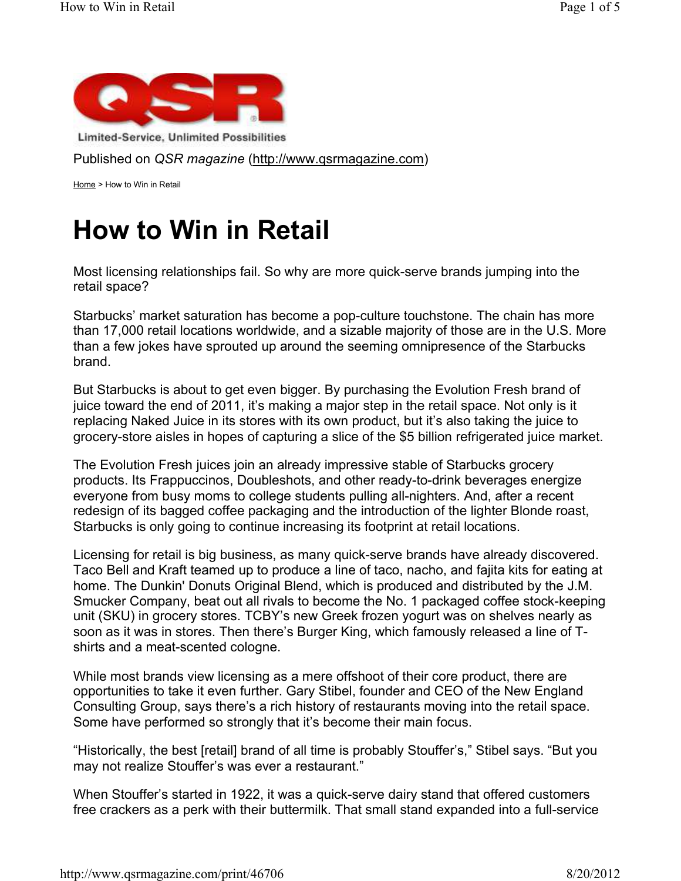Published on *QSR magazine* (http://www.qsrmagazine.com)

Home > How to Win in Retail

# How to Win in Retail

Most licensing relationships fail. So why are more quick-serve brands jumping into the retail space?

Starbucks' market saturation has become a pop-culture touchstone. The chain has more than 17,000 retail locations worldwide, and a sizable majority of those are in the U.S. More than a few jokes have sprouted up around the seeming omnipresence of the Starbucks brand.

But Starbucks is about to get even bigger. By purchasing the Evolution Fresh brand of juice toward the end of 2011, it's making a major step in the retail space. Not only is it replacing Naked Juice in its stores with its own product, but it's also taking the juice to grocery-store aisles in hopes of capturing a slice of the $5 billion refrigerated juice market.

The Evolution Fresh juices join an already impressive stable of Starbucks grocery products. Its Frappuccinos, Doubleshots, and other ready-to-drink beverages energize everyone from busy moms to college students pulling all-nighters. And, after a recent redesign of its bagged coffee packaging and the introduction of the lighter Blonde roast, Starbucks is only going to continue increasing its footprint at retail locations.

Licensing for retail is big business, as many quick-serve brands have already discovered. Taco Bell and Kraft teamed up to produce a line of taco, nacho, and fajita kits for eating at home. The Dunkin' Donuts Original Blend, which is produced and distributed by the J.M. Smucker Company, beat out all rivals to become the No. 1 packaged coffee stock-keeping unit (SKU) in grocery stores. TCBY's new Greek frozen yogurt was on shelves nearly as soon as it was in stores. Then there's Burger King, which famously released a line of T-shirts and a meat-scented cologne.

While most brands view licensing as a mere offshoot of their core product, there are opportunities to take it even further. Gary Stibel, founder and CEO of the New England Consulting Group, says there's a rich history of restaurants moving into the retail space. Some have performed so strongly that it's become their main focus.

"Historically, the best [retail] brand of all time is probably Stouffer's," Stibel says. "But you may not realize Stouffer's was ever a restaurant."

When Stouffer's started in 1922, it was a quick-serve dairy stand that offered customers free crackers as a perk with their buttermilk. That small stand expanded into a full-service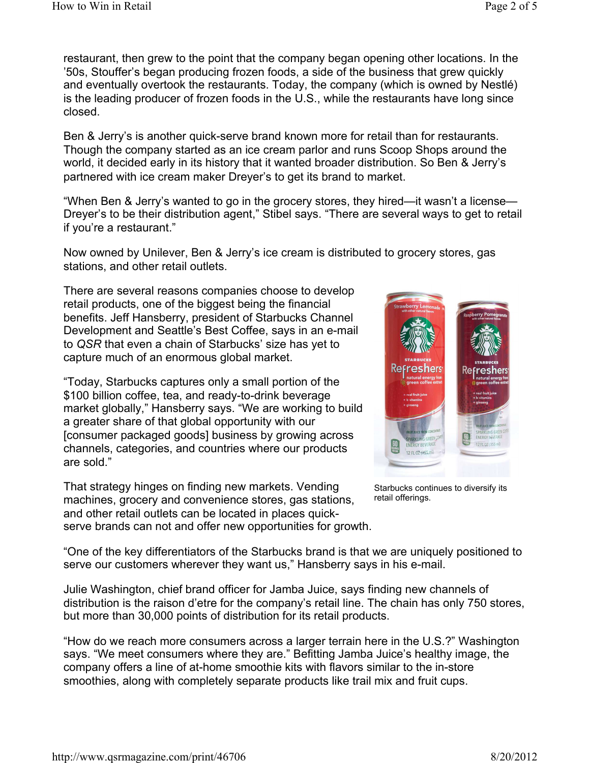restaurant, then grew to the point that the company began opening other locations. In the '50s, Stouffer's began producing frozen foods, a side of the business that grew quickly and eventually overtook the restaurants. Today, the company (which is owned by Nestlé) is the leading producer of frozen foods in the U.S., while the restaurants have long since closed.

Ben & Jerry's is another quick-serve brand known more for retail than for restaurants. Though the company started as an ice cream parlor and runs Scoop Shops around the world, it decided early in its history that it wanted broader distribution. So Ben & Jerry's partnered with ice cream maker Dreyer's to get its brand to market.

"When Ben & Jerry's wanted to go in the grocery stores, they hired—it wasn't a license—Dreyer's to be their distribution agent," Stibel says. "There are several ways to get to retail if you're a restaurant."

Now owned by Unilever, Ben & Jerry's ice cream is distributed to grocery stores, gas stations, and other retail outlets.

There are several reasons companies choose to develop retail products, one of the biggest being the financial benefits. Jeff Hansberry, president of Starbucks Channel Development and Seattle's Best Coffee, says in an e-mail to *QSR* that even a chain of Starbucks' size has yet to capture much of an enormous global market.

"Today, Starbucks captures only a small portion of the $100 billion coffee, tea, and ready-to-drink beverage market globally," Hansberry says. "We are working to build a greater share of that global opportunity with our [consumer packaged goods] business by growing across channels, categories, and countries where our products are sold."

Starbucks continues to diversify its retail offerings.

That strategy hinges on finding new markets. Vending machines, grocery and convenience stores, gas stations, and other retail outlets can be located in places quick-serve brands can not and offer new opportunities for growth.

"One of the key differentiators of the Starbucks brand is that we are uniquely positioned to serve our customers wherever they want us," Hansberry says in his e-mail.

Julie Washington, chief brand officer for Jamba Juice, says finding new channels of distribution is the raison d'etre for the company's retail line. The chain has only 750 stores, but more than 30,000 points of distribution for its retail products.

"How do we reach more consumers across a larger terrain here in the U.S.?" Washington says. "We meet consumers where they are." Befitting Jamba Juice's healthy image, the company offers a line of at-home smoothie kits with flavors similar to the in-store smoothies, along with completely separate products like trail mix and fruit cups.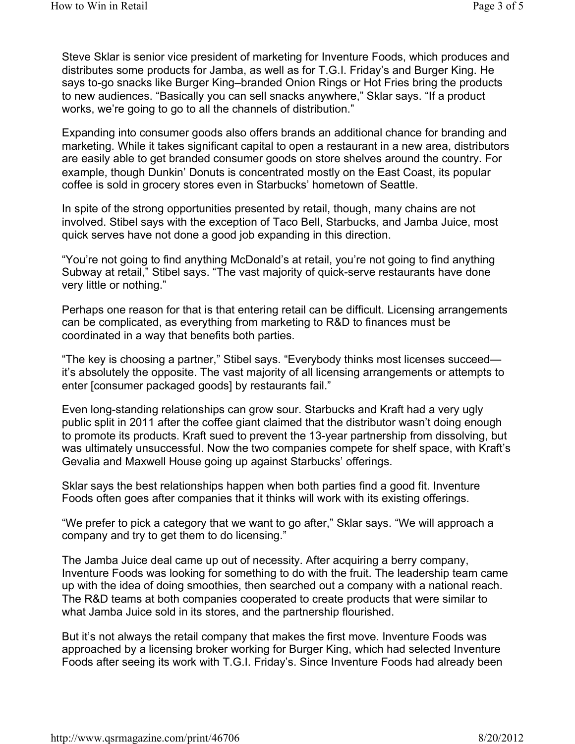Steve Sklar is senior vice president of marketing for Inventure Foods, which produces and distributes some products for Jamba, as well as for T.G.I. Friday's and Burger King. He says to-go snacks like Burger King–branded Onion Rings or Hot Fries bring the products to new audiences. "Basically you can sell snacks anywhere," Sklar says. "If a product works, we're going to go to all the channels of distribution."

Expanding into consumer goods also offers brands an additional chance for branding and marketing. While it takes significant capital to open a restaurant in a new area, distributors are easily able to get branded consumer goods on store shelves around the country. For example, though Dunkin' Donuts is concentrated mostly on the East Coast, its popular coffee is sold in grocery stores even in Starbucks' hometown of Seattle.

In spite of the strong opportunities presented by retail, though, many chains are not involved. Stibel says with the exception of Taco Bell, Starbucks, and Jamba Juice, most quick serves have not done a good job expanding in this direction.

"You're not going to find anything McDonald's at retail, you're not going to find anything Subway at retail," Stibel says. "The vast majority of quick-serve restaurants have done very little or nothing."

Perhaps one reason for that is that entering retail can be difficult. Licensing arrangements can be complicated, as everything from marketing to R&D to finances must be coordinated in a way that benefits both parties.

"The key is choosing a partner," Stibel says. "Everybody thinks most licenses succeed—it's absolutely the opposite. The vast majority of all licensing arrangements or attempts to enter [consumer packaged goods] by restaurants fail."

Even long-standing relationships can grow sour. Starbucks and Kraft had a very ugly public split in 2011 after the coffee giant claimed that the distributor wasn't doing enough to promote its products. Kraft sued to prevent the 13-year partnership from dissolving, but was ultimately unsuccessful. Now the two companies compete for shelf space, with Kraft's Gevalia and Maxwell House going up against Starbucks' offerings.

Sklar says the best relationships happen when both parties find a good fit. Inventure Foods often goes after companies that it thinks will work with its existing offerings.

"We prefer to pick a category that we want to go after," Sklar says. "We will approach a company and try to get them to do licensing."

The Jamba Juice deal came up out of necessity. After acquiring a berry company, Inventure Foods was looking for something to do with the fruit. The leadership team came up with the idea of doing smoothies, then searched out a company with a national reach. The R&D teams at both companies cooperated to create products that were similar to what Jamba Juice sold in its stores, and the partnership flourished.

But it's not always the retail company that makes the first move. Inventure Foods was approached by a licensing broker working for Burger King, which had selected Inventure Foods after seeing its work with T.G.I. Friday's. Since Inventure Foods had already been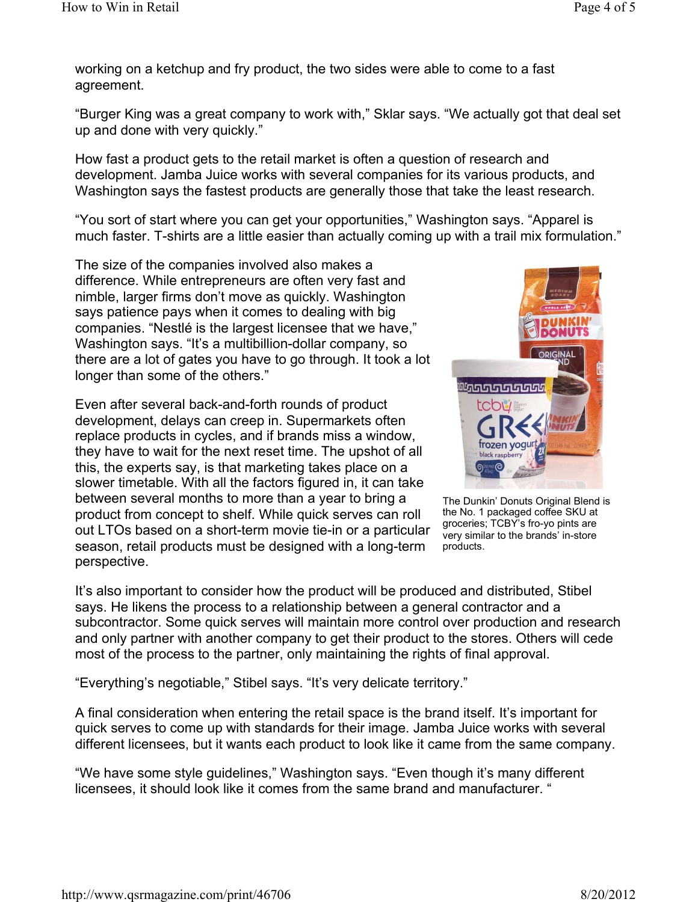working on a ketchup and fry product, the two sides were able to come to a fast agreement.

“Burger King was a great company to work with,” Sklar says. “We actually got that deal set up and done with very quickly.”

How fast a product gets to the retail market is often a question of research and development. Jamba Juice works with several companies for its various products, and Washington says the fastest products are generally those that take the least research.

“You sort of start where you can get your opportunities,” Washington says. “Apparel is much faster. T-shirts are a little easier than actually coming up with a trail mix formulation.”

The size of the companies involved also makes a difference. While entrepreneurs are often very fast and nimble, larger firms don’t move as quickly. Washington says patience pays when it comes to dealing with big companies. “Nestlé is the largest licensee that we have,” Washington says. “It’s a multibillion-dollar company, so there are a lot of gates you have to go through. It took a lot longer than some of the others.”

Even after several back-and-forth rounds of product development, delays can creep in. Supermarkets often replace products in cycles, and if brands miss a window, they have to wait for the next reset time. The upshot of all this, the experts say, is that marketing takes place on a slower timetable. With all the factors figured in, it can take between several months to more than a year to bring a product from concept to shelf. While quick serves can roll out LTOs based on a short-term movie tie-in or a particular season, retail products must be designed with a long-term perspective.

The Dunkin’ Donuts Original Blend is the No. 1 packaged coffee SKU at groceries; TCBY’s fro-yo pints are very similar to the brands’ in-store products.

It’s also important to consider how the product will be produced and distributed, Stibel says. He likens the process to a relationship between a general contractor and a subcontractor. Some quick serves will maintain more control over production and research and only partner with another company to get their product to the stores. Others will cede most of the process to the partner, only maintaining the rights of final approval.

“Everything’s negotiable,” Stibel says. “It’s very delicate territory.”

A final consideration when entering the retail space is the brand itself. It’s important for quick serves to come up with standards for their image. Jamba Juice works with several different licensees, but it wants each product to look like it came from the same company.

“We have some style guidelines,” Washington says. “Even though it’s many different licensees, it should look like it comes from the same brand and manufacturer. “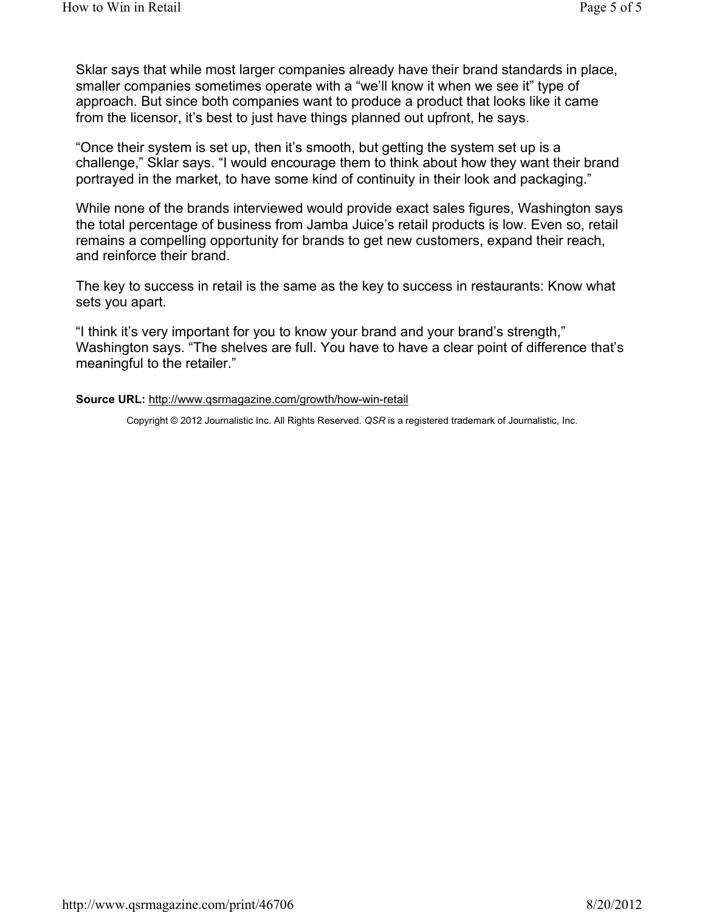Sklar says that while most larger companies already have their brand standards in place, smaller companies sometimes operate with a "we'll know it when we see it" type of approach. But since both companies want to produce a product that looks like it came from the licensor, it's best to just have things planned out upfront, he says.

"Once their system is set up, then it's smooth, but getting the system set up is a challenge," Sklar says. "I would encourage them to think about how they want their brand portrayed in the market, to have some kind of continuity in their look and packaging."

While none of the brands interviewed would provide exact sales figures, Washington says the total percentage of business from Jamba Juice's retail products is low. Even so, retail remains a compelling opportunity for brands to get new customers, expand their reach, and reinforce their brand.

The key to success in retail is the same as the key to success in restaurants: Know what sets you apart.

"I think it's very important for you to know your brand and your brand's strength," Washington says. "The shelves are full. You have to have a clear point of difference that's meaningful to the retailer."

**Source URL:** http://www.qsrmagazine.com/growth/how-win-retail

Copyright © 2012 Journalistic Inc. All Rights Reserved. *QSR* is a registered trademark of Journalistic, Inc.